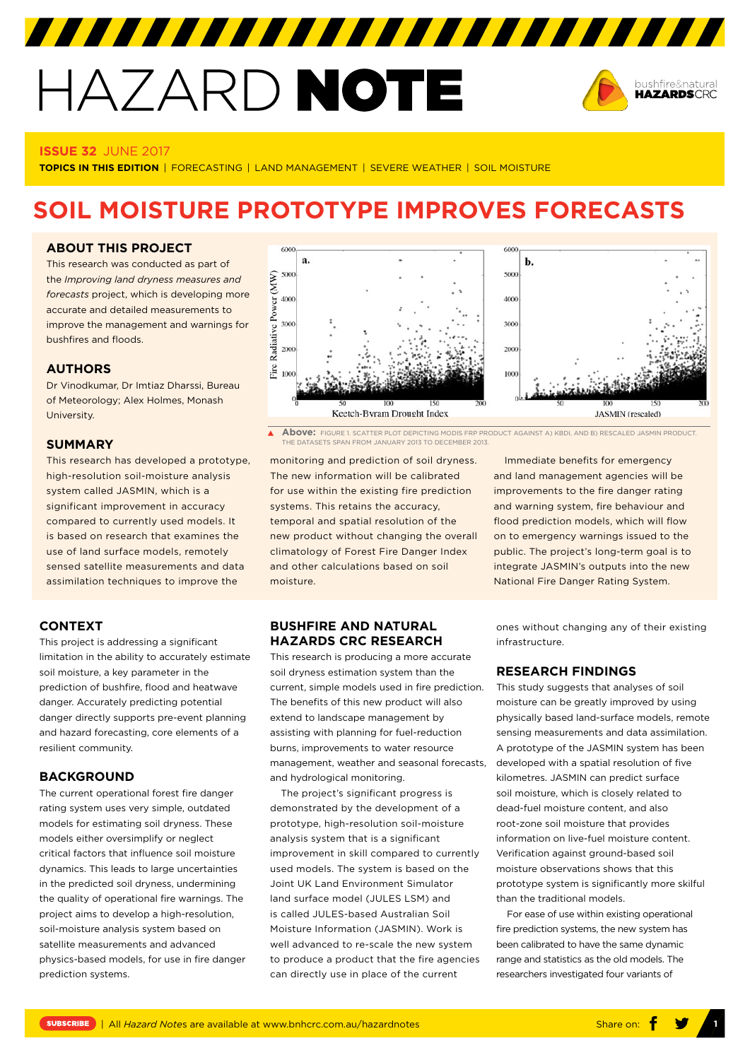# HAZARD NOTE

**ISSUE 32** JUNE 2017

**TOPICS IN THIS EDITION** | FORECASTING | LAND MANAGEMENT | SEVERE WEATHER | SOIL MOISTURE

# SOIL MOISTURE PROTOTYPE IMPROVES FORECASTS

## ABOUT THIS PROJECT

This research was conducted as part of the *Improving land dryness measures and forecasts* project, which is developing more accurate and detailed measurements to improve the management and warnings for bushfires and floods.

## AUTHORS

Dr Vinodkumar, Dr Imtiaz Dharssi, Bureau of Meteorology; Alex Holmes, Monash University.

## SUMMARY

This research has developed a prototype, high-resolution soil-moisture analysis system called JASMIN, which is a significant improvement in accuracy compared to currently used models. It is based on research that examines the use of land surface models, remotely sensed satellite measurements and data assimilation techniques to improve the monitoring and prediction of soil dryness. The new information will be calibrated for use within the existing fire prediction systems. This retains the accuracy, temporal and spatial resolution of the new product without changing the overall climatology of Forest Fire Danger Index and other calculations based on soil moisture.

Immediate benefits for emergency and land management agencies will be improvements to the fire danger rating and warning system, fire behaviour and flood prediction models, which will flow on to emergency warnings issued to the public. The project's long-term goal is to integrate JASMIN's outputs into the new National Fire Danger Rating System.

**Above:** FIGURE 1. SCATTER PLOT DEPICTING MODIS FRP PRODUCT AGAINST A) KBDI, AND B) RESCALED JASMIN PRODUCT. THE DATASETS SPAN FROM JANUARY 2013 TO DECEMBER 2013.

## CONTEXT

This project is addressing a significant limitation in the ability to accurately estimate soil moisture, a key parameter in the prediction of bushfire, flood and heatwave danger. Accurately predicting potential danger directly supports pre-event planning and hazard forecasting, core elements of a resilient community.

## BACKGROUND

The current operational forest fire danger rating system uses very simple, outdated models for estimating soil dryness. These models either oversimplify or neglect critical factors that influence soil moisture dynamics. This leads to large uncertainties in the predicted soil dryness, undermining the quality of operational fire warnings. The project aims to develop a high-resolution, soil-moisture analysis system based on satellite measurements and advanced physics-based models, for use in fire danger prediction systems.

## BUSHFIRE AND NATURAL HAZARDS CRC RESEARCH

This research is producing a more accurate soil dryness estimation system than the current, simple models used in fire prediction. The benefits of this new product will also extend to landscape management by assisting with planning for fuel-reduction burns, improvements to water resource management, weather and seasonal forecasts, and hydrological monitoring.

The project's significant progress is demonstrated by the development of a prototype, high-resolution soil-moisture analysis system that is a significant improvement in skill compared to currently used models. The system is based on the Joint UK Land Environment Simulator land surface model (JULES LSM) and is called JULES-based Australian Soil Moisture Information (JASMIN). Work is well advanced to re-scale the new system to produce a product that the fire agencies can directly use in place of the current ones without changing any of their existing infrastructure.

## RESEARCH FINDINGS

This study suggests that analyses of soil moisture can be greatly improved by using physically based land-surface models, remote sensing measurements and data assimilation. A prototype of the JASMIN system has been developed with a spatial resolution of five kilometres. JASMIN can predict surface soil moisture, which is closely related to dead-fuel moisture content, and also root-zone soil moisture that provides information on live-fuel moisture content. Verification against ground-based soil moisture observations shows that this prototype system is significantly more skilful than the traditional models.

For ease of use within existing operational fire prediction systems, the new system has been calibrated to have the same dynamic range and statistics as the old models. The researchers investigated four variants of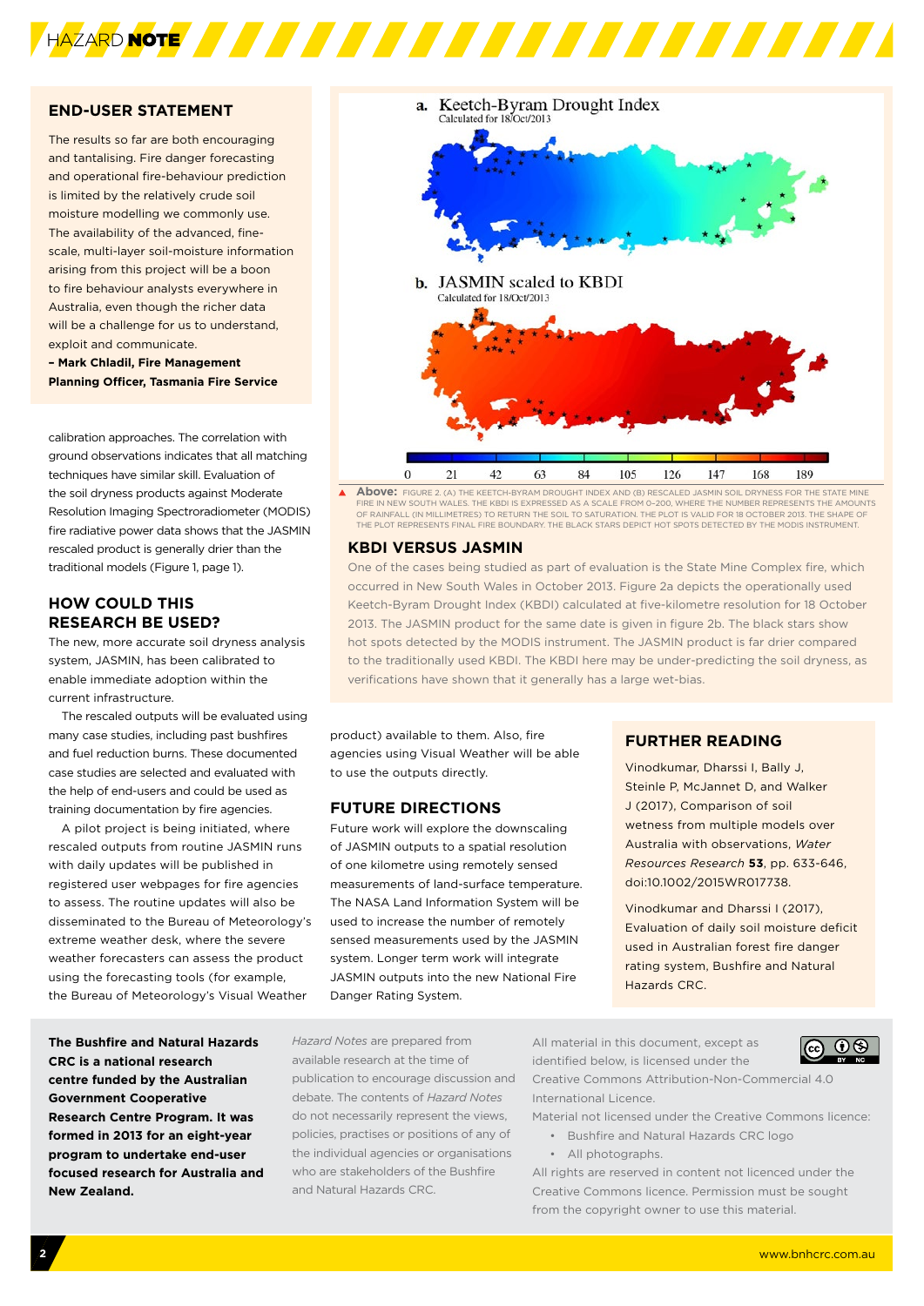## END-USER STATEMENT

The results so far are both encouraging and tantalising. Fire danger forecasting and operational fire-behaviour prediction is limited by the relatively crude soil moisture modelling we commonly use. The availability of the advanced, fine-scale, multi-layer soil-moisture information arising from this project will be a boon to fire behaviour analysts everywhere in Australia, even though the richer data will be a challenge for us to understand, exploit and communicate.

**– Mark Chladil, Fire Management Planning Officer, Tasmania Fire Service**

calibration approaches. The correlation with ground observations indicates that all matching techniques have similar skill. Evaluation of the soil dryness products against Moderate Resolution Imaging Spectroradiometer (MODIS) fire radiative power data shows that the JASMIN rescaled product is generally drier than the traditional models (Figure 1, page 1).

## HOW COULD THIS RESEARCH BE USED?

The new, more accurate soil dryness analysis system, JASMIN, has been calibrated to enable immediate adoption within the current infrastructure.

The rescaled outputs will be evaluated using many case studies, including past bushfires and fuel reduction burns. These documented case studies are selected and evaluated with the help of end-users and could be used as training documentation by fire agencies.

A pilot project is being initiated, where rescaled outputs from routine JASMIN runs with daily updates will be published in registered user webpages for fire agencies to assess. The routine updates will also be disseminated to the Bureau of Meteorology's extreme weather desk, where the severe weather forecasters can assess the product using the forecasting tools (for example, the Bureau of Meteorology's Visual Weather product) available to them. Also, fire agencies using Visual Weather will be able to use the outputs directly.

a. Keetch-Byram Drought Index
Calculated for 18/Oct/2013

b. JASMIN scaled to KBDI
Calculated for 18/Oct/2013

0 21 42 63 84 105 126 147 168 189

**Above:** FIGURE 2. (A) THE KEETCH-BYRAM DROUGHT INDEX AND (B) RESCALED JASMIN SOIL DRYNESS FOR THE STATE MINE FIRE IN NEW SOUTH WALES. THE KBDI IS EXPRESSED AS A SCALE FROM 0–200, WHERE THE NUMBER REPRESENTS THE AMOUNTS OF RAINFALL (IN MILLIMETRES) TO RETURN THE SOIL TO SATURATION. THE PLOT IS VALID FOR 18 OCTOBER 2013. THE SHAPE OF THE PLOT REPRESENTS FINAL FIRE BOUNDARY. THE BLACK STARS DEPICT HOT SPOTS DETECTED BY THE MODIS INSTRUMENT.

## KBDI VERSUS JASMIN

One of the cases being studied as part of evaluation is the State Mine Complex fire, which occurred in New South Wales in October 2013. Figure 2a depicts the operationally used Keetch-Byram Drought Index (KBDI) calculated at five-kilometre resolution for 18 October 2013. The JASMIN product for the same date is given in figure 2b. The black stars show hot spots detected by the MODIS instrument. The JASMIN product is far drier compared to the traditionally used KBDI. The KBDI here may be under-predicting the soil dryness, as verifications have shown that it generally has a large wet-bias.

## FUTURE DIRECTIONS

Future work will explore the downscaling of JASMIN outputs to a spatial resolution of one kilometre using remotely sensed measurements of land-surface temperature. The NASA Land Information System will be used to increase the number of remotely sensed measurements used by the JASMIN system. Longer term work will integrate JASMIN outputs into the new National Fire Danger Rating System.

## FURTHER READING

Vinodkumar, Dharssi I, Bally J, Steinle P, McJannet D, and Walker J (2017), Comparison of soil wetness from multiple models over Australia with observations, *Water Resources Research* **53**, pp. 633-646, doi:10.1002/2015WR017738.

Vinodkumar and Dharssi I (2017), Evaluation of daily soil moisture deficit used in Australian forest fire danger rating system, Bushfire and Natural Hazards CRC.

**The Bushfire and Natural Hazards CRC is a national research centre funded by the Australian Government Cooperative Research Centre Program. It was formed in 2013 for an eight-year program to undertake end-user focused research for Australia and New Zealand.**

*Hazard Notes* are prepared from available research at the time of publication to encourage discussion and debate. The contents of *Hazard Notes* do not necessarily represent the views, policies, practises or positions of any of the individual agencies or organisations who are stakeholders of the Bushfire and Natural Hazards CRC.

All material in this document, except as identified below, is licensed under the Creative Commons Attribution-Non-Commercial 4.0 International Licence.

Material not licensed under the Creative Commons licence:

- Bushfire and Natural Hazards CRC logo
- All photographs.

All rights are reserved in content not licenced under the Creative Commons licence. Permission must be sought from the copyright owner to use this material.